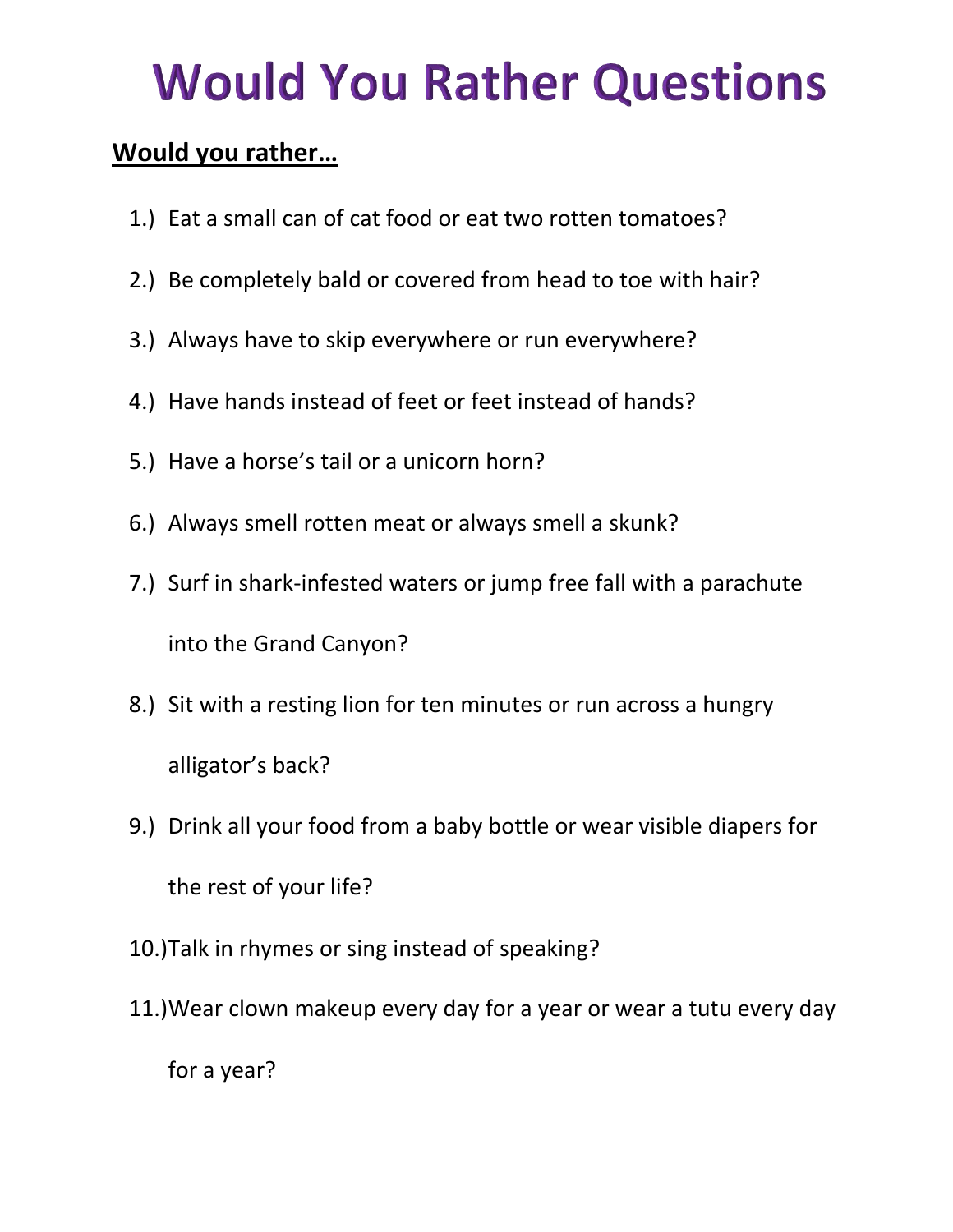# Would You Rather Questions

**<u>Would you rather…</u>**

1.) Eat a small can of cat food or eat two rotten tomatoes?

2.) Be completely bald or covered from head to toe with hair?

3.) Always have to skip everywhere or run everywhere?

4.) Have hands instead of feet or feet instead of hands?

5.) Have a horse's tail or a unicorn horn?

6.) Always smell rotten meat or always smell a skunk?

7.) Surf in shark-infested waters or jump free fall with a parachute into the Grand Canyon?

8.) Sit with a resting lion for ten minutes or run across a hungry alligator's back?

9.) Drink all your food from a baby bottle or wear visible diapers for the rest of your life?

10.)Talk in rhymes or sing instead of speaking?

11.)Wear clown makeup every day for a year or wear a tutu every day for a year?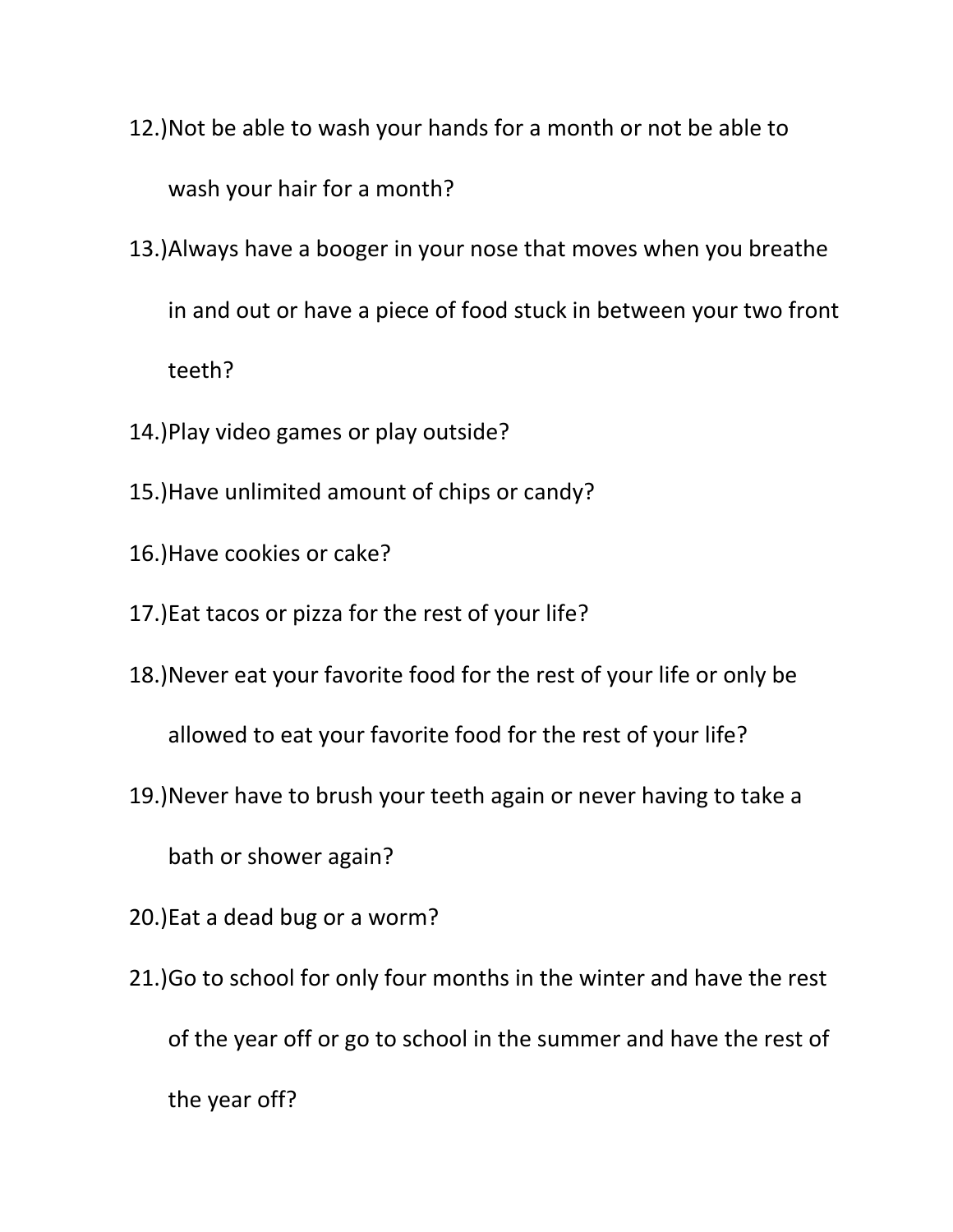12.)Not be able to wash your hands for a month or not be able to wash your hair for a month?

13.)Always have a booger in your nose that moves when you breathe in and out or have a piece of food stuck in between your two front teeth?

14.)Play video games or play outside?

15.)Have unlimited amount of chips or candy?

16.)Have cookies or cake?

17.)Eat tacos or pizza for the rest of your life?

18.)Never eat your favorite food for the rest of your life or only be allowed to eat your favorite food for the rest of your life?

19.)Never have to brush your teeth again or never having to take a bath or shower again?

20.)Eat a dead bug or a worm?

21.)Go to school for only four months in the winter and have the rest of the year off or go to school in the summer and have the rest of the year off?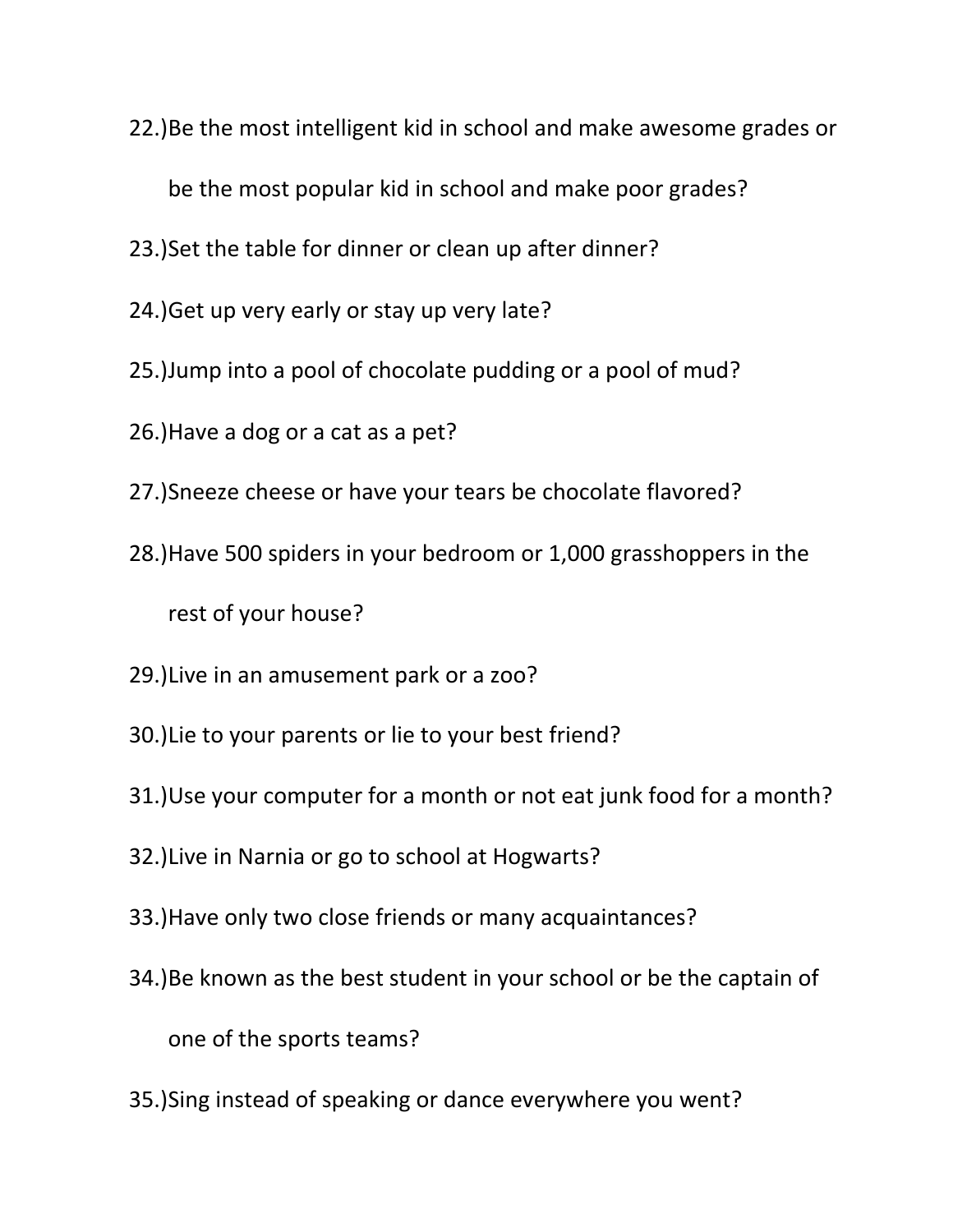22.)Be the most intelligent kid in school and make awesome grades or be the most popular kid in school and make poor grades?

23.)Set the table for dinner or clean up after dinner?

24.)Get up very early or stay up very late?

25.)Jump into a pool of chocolate pudding or a pool of mud?

26.)Have a dog or a cat as a pet?

27.)Sneeze cheese or have your tears be chocolate flavored?

28.)Have 500 spiders in your bedroom or 1,000 grasshoppers in the rest of your house?

29.)Live in an amusement park or a zoo?

30.)Lie to your parents or lie to your best friend?

31.)Use your computer for a month or not eat junk food for a month?

32.)Live in Narnia or go to school at Hogwarts?

33.)Have only two close friends or many acquaintances?

34.)Be known as the best student in your school or be the captain of one of the sports teams?

35.)Sing instead of speaking or dance everywhere you went?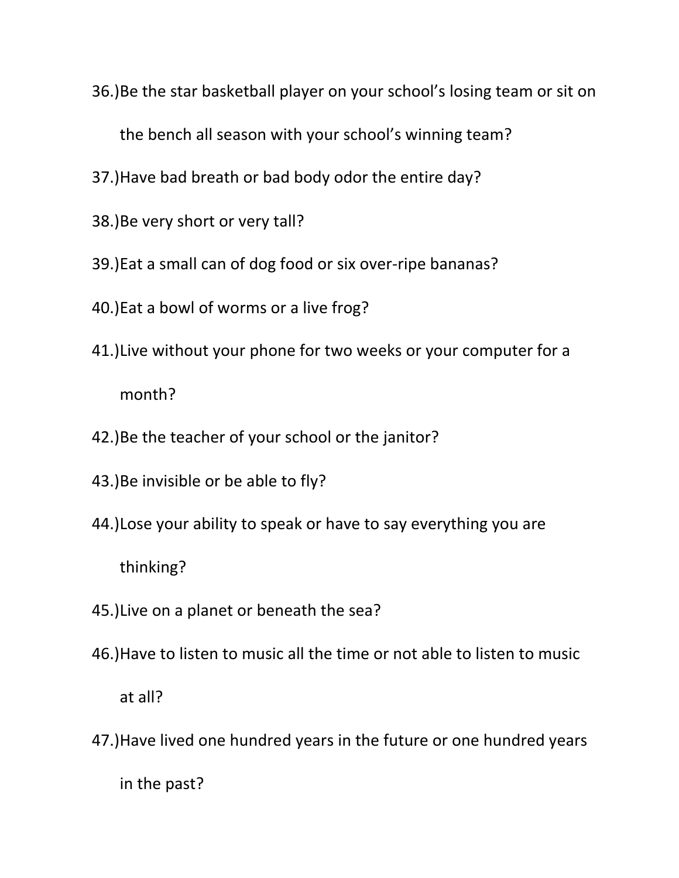36.)Be the star basketball player on your school's losing team or sit on the bench all season with your school's winning team?

37.)Have bad breath or bad body odor the entire day?

38.)Be very short or very tall?

39.)Eat a small can of dog food or six over-ripe bananas?

40.)Eat a bowl of worms or a live frog?

41.)Live without your phone for two weeks or your computer for a month?

42.)Be the teacher of your school or the janitor?

43.)Be invisible or be able to fly?

44.)Lose your ability to speak or have to say everything you are thinking?

45.)Live on a planet or beneath the sea?

46.)Have to listen to music all the time or not able to listen to music at all?

47.)Have lived one hundred years in the future or one hundred years in the past?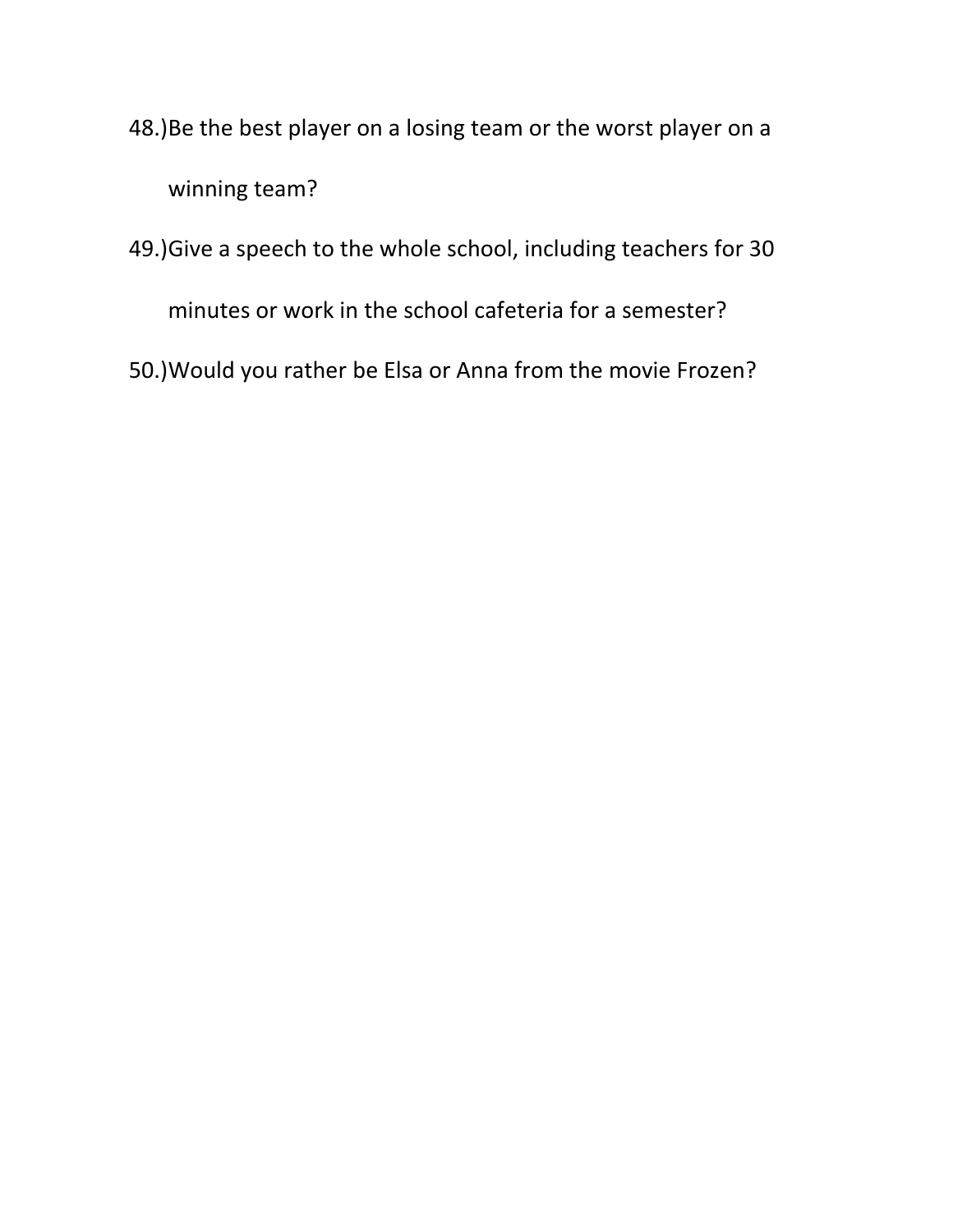48.)Be the best player on a losing team or the worst player on a winning team?

49.)Give a speech to the whole school, including teachers for 30 minutes or work in the school cafeteria for a semester?

50.)Would you rather be Elsa or Anna from the movie Frozen?